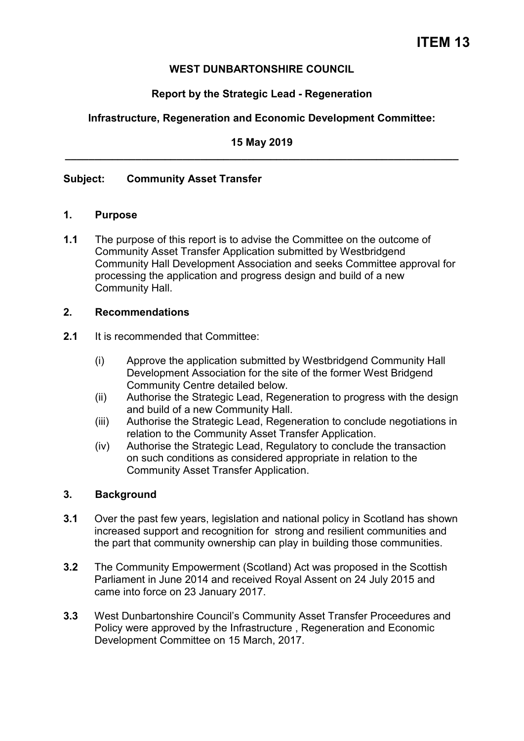# ITEM 13

**WEST DUNBARTONSHIRE COUNCIL**

**Report by the Strategic Lead - Regeneration**

**Infrastructure, Regeneration and Economic Development Committee:**

**15 May 2019**

---

**Subject: Community Asset Transfer**

## 1. Purpose

**1.1** The purpose of this report is to advise the Committee on the outcome of Community Asset Transfer Application submitted by Westbridgend Community Hall Development Association and seeks Committee approval for processing the application and progress design and build of a new Community Hall.

## 2. Recommendations

**2.1** It is recommended that Committee:

(i) Approve the application submitted by Westbridgend Community Hall Development Association for the site of the former West Bridgend Community Centre detailed below.
(ii) Authorise the Strategic Lead, Regeneration to progress with the design and build of a new Community Hall.
(iii) Authorise the Strategic Lead, Regeneration to conclude negotiations in relation to the Community Asset Transfer Application.
(iv) Authorise the Strategic Lead, Regulatory to conclude the transaction on such conditions as considered appropriate in relation to the Community Asset Transfer Application.

## 3. Background

**3.1** Over the past few years, legislation and national policy in Scotland has shown increased support and recognition for strong and resilient communities and the part that community ownership can play in building those communities.

**3.2** The Community Empowerment (Scotland) Act was proposed in the Scottish Parliament in June 2014 and received Royal Assent on 24 July 2015 and came into force on 23 January 2017.

**3.3** West Dunbartonshire Council's Community Asset Transfer Proceedures and Policy were approved by the Infrastructure , Regeneration and Economic Development Committee on 15 March, 2017.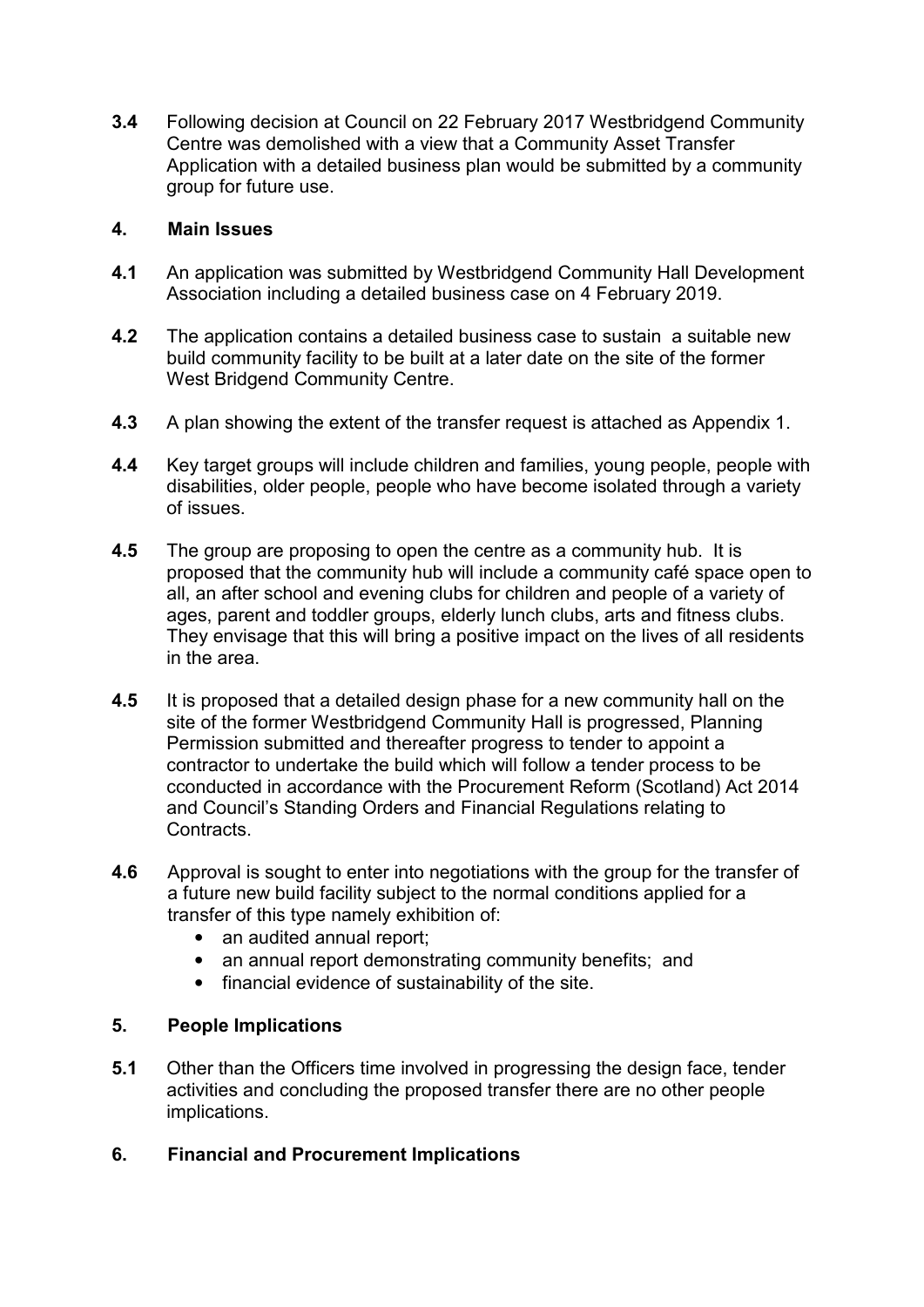**3.4** Following decision at Council on 22 February 2017 Westbridgend Community Centre was demolished with a view that a Community Asset Transfer Application with a detailed business plan would be submitted by a community group for future use.

## 4. Main Issues

**4.1** An application was submitted by Westbridgend Community Hall Development Association including a detailed business case on 4 February 2019.

**4.2** The application contains a detailed business case to sustain a suitable new build community facility to be built at a later date on the site of the former West Bridgend Community Centre.

**4.3** A plan showing the extent of the transfer request is attached as Appendix 1.

**4.4** Key target groups will include children and families, young people, people with disabilities, older people, people who have become isolated through a variety of issues.

**4.5** The group are proposing to open the centre as a community hub. It is proposed that the community hub will include a community café space open to all, an after school and evening clubs for children and people of a variety of ages, parent and toddler groups, elderly lunch clubs, arts and fitness clubs. They envisage that this will bring a positive impact on the lives of all residents in the area.

**4.5** It is proposed that a detailed design phase for a new community hall on the site of the former Westbridgend Community Hall is progressed, Planning Permission submitted and thereafter progress to tender to appoint a contractor to undertake the build which will follow a tender process to be cconducted in accordance with the Procurement Reform (Scotland) Act 2014 and Council's Standing Orders and Financial Regulations relating to Contracts.

**4.6** Approval is sought to enter into negotiations with the group for the transfer of a future new build facility subject to the normal conditions applied for a transfer of this type namely exhibition of:

- an audited annual report;
- an annual report demonstrating community benefits; and
- financial evidence of sustainability of the site.

## 5. People Implications

**5.1** Other than the Officers time involved in progressing the design face, tender activities and concluding the proposed transfer there are no other people implications.

## 6. Financial and Procurement Implications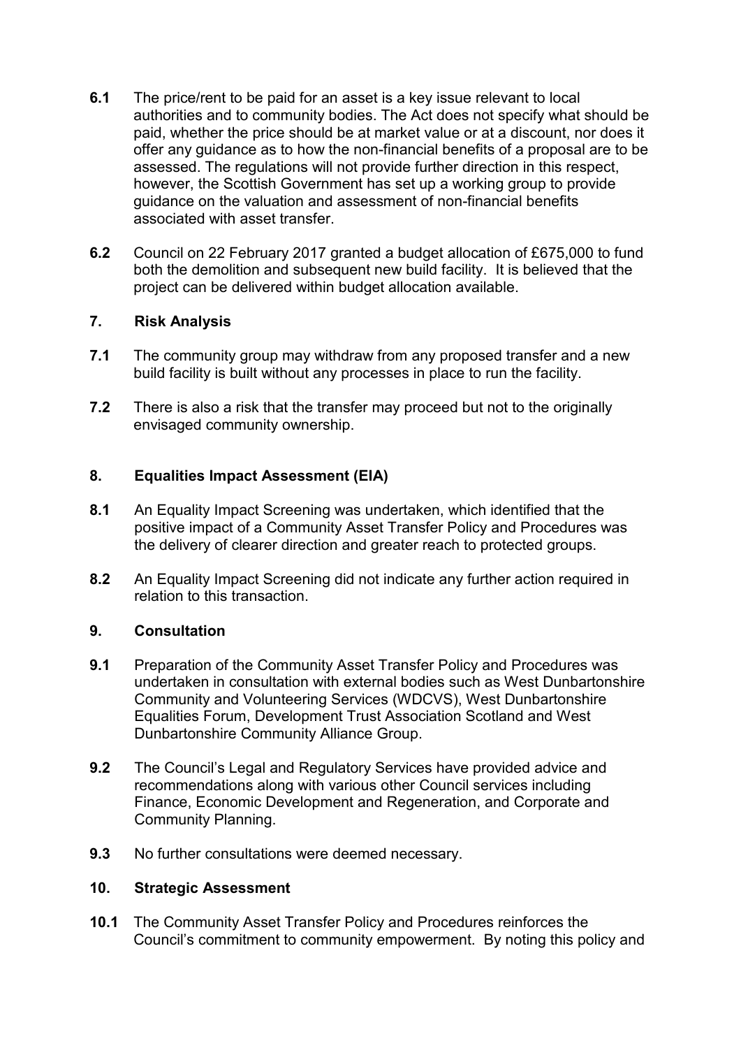**6.1** The price/rent to be paid for an asset is a key issue relevant to local authorities and to community bodies. The Act does not specify what should be paid, whether the price should be at market value or at a discount, nor does it offer any guidance as to how the non-financial benefits of a proposal are to be assessed. The regulations will not provide further direction in this respect, however, the Scottish Government has set up a working group to provide guidance on the valuation and assessment of non-financial benefits associated with asset transfer.

**6.2** Council on 22 February 2017 granted a budget allocation of £675,000 to fund both the demolition and subsequent new build facility. It is believed that the project can be delivered within budget allocation available.

## 7. Risk Analysis

**7.1** The community group may withdraw from any proposed transfer and a new build facility is built without any processes in place to run the facility.

**7.2** There is also a risk that the transfer may proceed but not to the originally envisaged community ownership.

## 8. Equalities Impact Assessment (EIA)

**8.1** An Equality Impact Screening was undertaken, which identified that the positive impact of a Community Asset Transfer Policy and Procedures was the delivery of clearer direction and greater reach to protected groups.

**8.2** An Equality Impact Screening did not indicate any further action required in relation to this transaction.

## 9. Consultation

**9.1** Preparation of the Community Asset Transfer Policy and Procedures was undertaken in consultation with external bodies such as West Dunbartonshire Community and Volunteering Services (WDCVS), West Dunbartonshire Equalities Forum, Development Trust Association Scotland and West Dunbartonshire Community Alliance Group.

**9.2** The Council's Legal and Regulatory Services have provided advice and recommendations along with various other Council services including Finance, Economic Development and Regeneration, and Corporate and Community Planning.

**9.3** No further consultations were deemed necessary.

## 10. Strategic Assessment

**10.1** The Community Asset Transfer Policy and Procedures reinforces the Council's commitment to community empowerment. By noting this policy and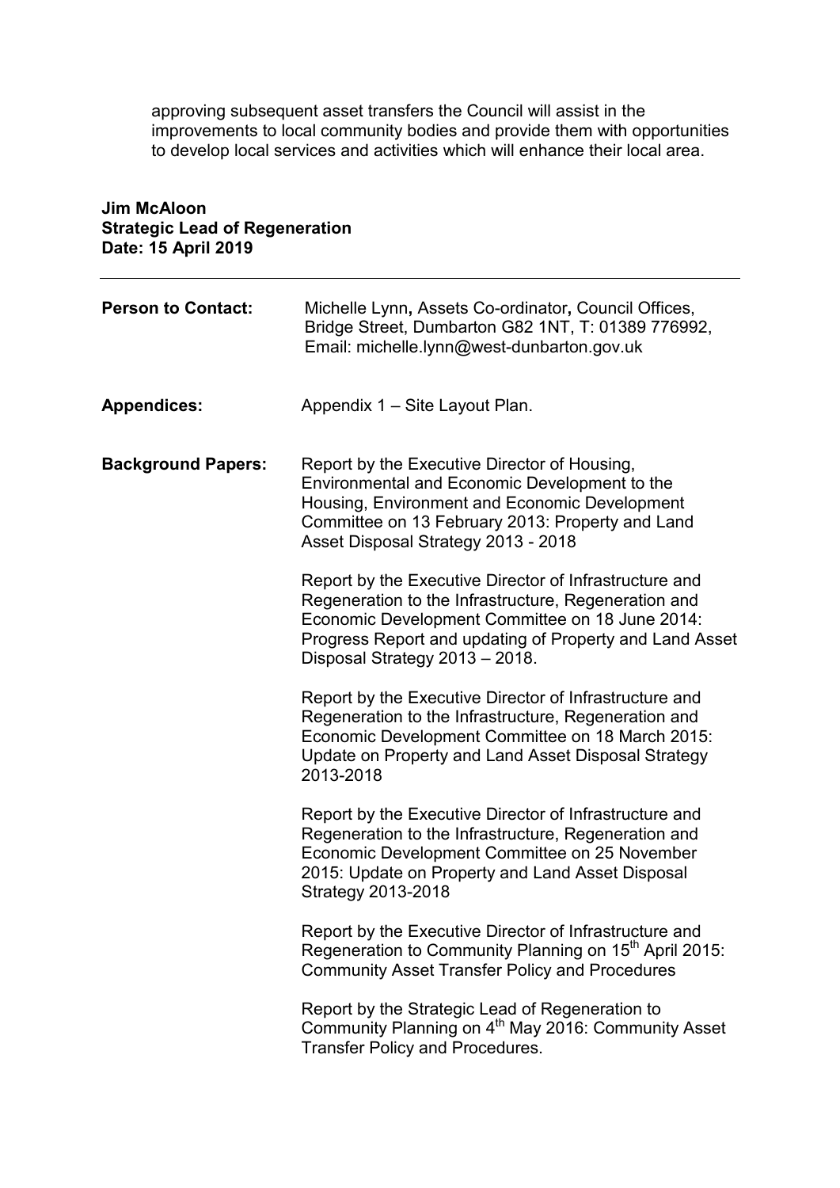approving subsequent asset transfers the Council will assist in the improvements to local community bodies and provide them with opportunities to develop local services and activities which will enhance their local area.

**Jim McAloon**
**Strategic Lead of Regeneration**
**Date: 15 April 2019**

---

**Person to Contact:** Michelle Lynn**,** Assets Co-ordinator**,** Council Offices, Bridge Street, Dumbarton G82 1NT, T: 01389 776992, Email: michelle.lynn@west-dunbarton.gov.uk

**Appendices:** Appendix 1 – Site Layout Plan.

**Background Papers:** Report by the Executive Director of Housing, Environmental and Economic Development to the Housing, Environment and Economic Development Committee on 13 February 2013: Property and Land Asset Disposal Strategy 2013 - 2018

Report by the Executive Director of Infrastructure and Regeneration to the Infrastructure, Regeneration and Economic Development Committee on 18 June 2014: Progress Report and updating of Property and Land Asset Disposal Strategy 2013 – 2018.

Report by the Executive Director of Infrastructure and Regeneration to the Infrastructure, Regeneration and Economic Development Committee on 18 March 2015: Update on Property and Land Asset Disposal Strategy 2013-2018

Report by the Executive Director of Infrastructure and Regeneration to the Infrastructure, Regeneration and Economic Development Committee on 25 November 2015: Update on Property and Land Asset Disposal Strategy 2013-2018

Report by the Executive Director of Infrastructure and Regeneration to Community Planning on 15th April 2015: Community Asset Transfer Policy and Procedures

Report by the Strategic Lead of Regeneration to Community Planning on 4th May 2016: Community Asset Transfer Policy and Procedures.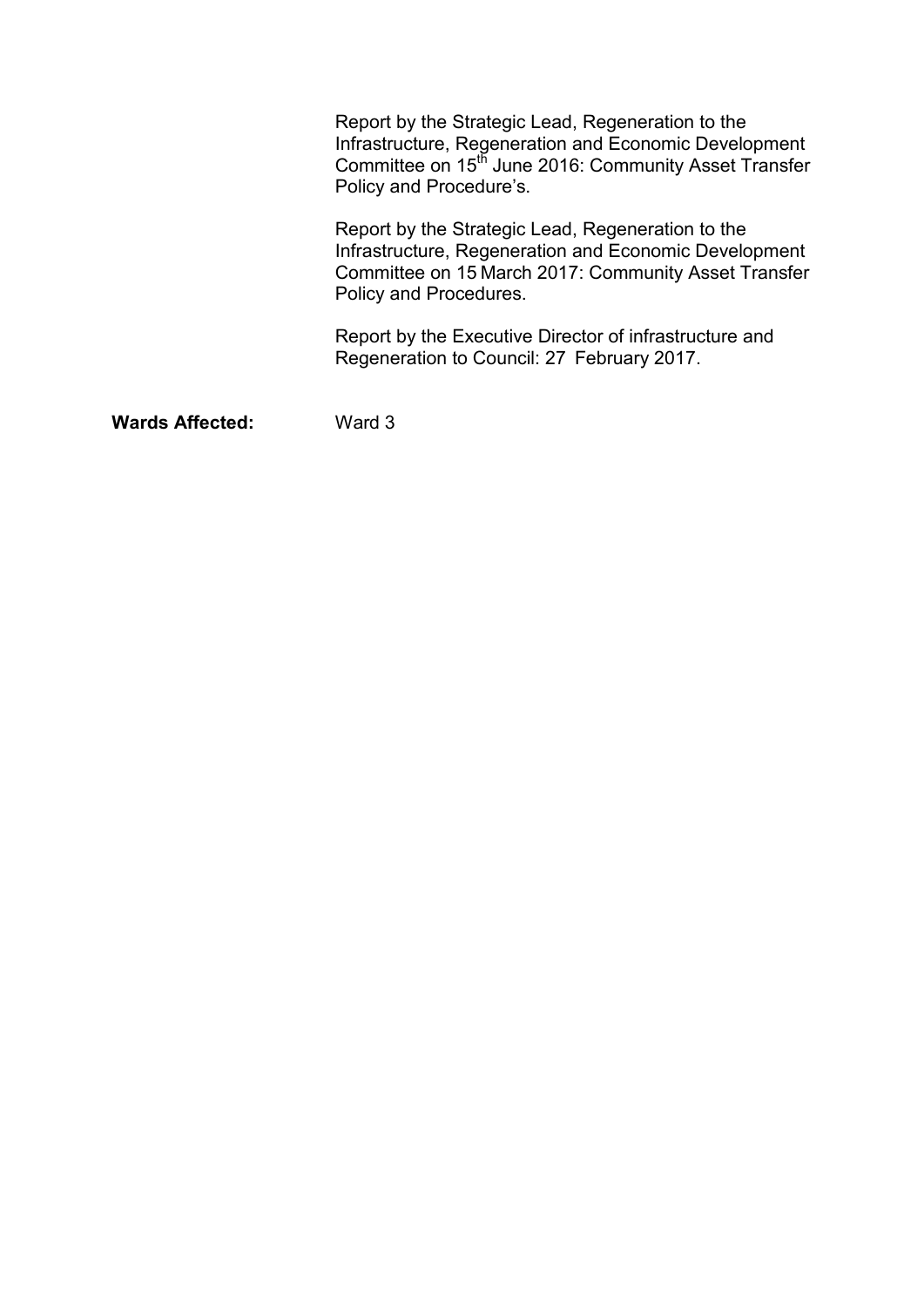Report by the Strategic Lead, Regeneration to the Infrastructure, Regeneration and Economic Development Committee on 15th June 2016: Community Asset Transfer Policy and Procedure's.

Report by the Strategic Lead, Regeneration to the Infrastructure, Regeneration and Economic Development Committee on 15 March 2017: Community Asset Transfer Policy and Procedures.

Report by the Executive Director of infrastructure and Regeneration to Council: 27 February 2017.

**Wards Affected:** Ward 3